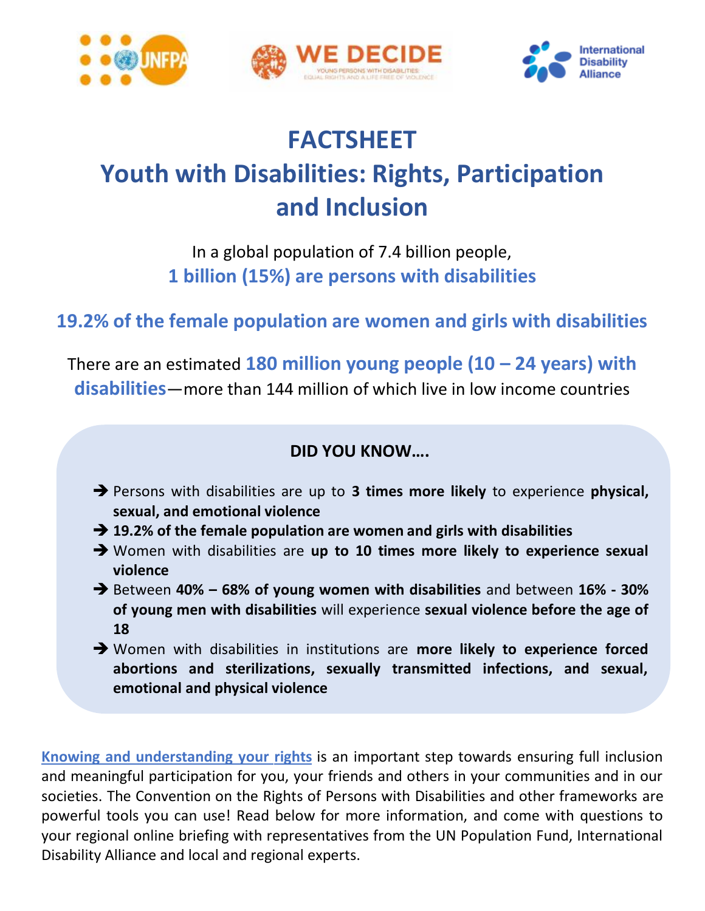# FACTSHEET

# Youth with Disabilities: Rights, Participation and Inclusion

In a global population of 7.4 billion people,
**1 billion (15%) are persons with disabilities**

**19.2% of the female population are women and girls with disabilities**

There are an estimated **180 million young people (10 – 24 years) with disabilities**—more than 144 million of which live in low income countries

**DID YOU KNOW….**

- Persons with disabilities are up to **3 times more likely** to experience **physical, sexual, and emotional violence**
- **19.2% of the female population are women and girls with disabilities**
- Women with disabilities are **up to 10 times more likely to experience sexual violence**
- Between **40% – 68% of young women with disabilities** and between **16% - 30% of young men with disabilities** will experience **sexual violence before the age of 18**
- Women with disabilities in institutions are **more likely to experience forced abortions and sterilizations, sexually transmitted infections, and sexual, emotional and physical violence**

Knowing and understanding your rights is an important step towards ensuring full inclusion and meaningful participation for you, your friends and others in your communities and in our societies. The Convention on the Rights of Persons with Disabilities and other frameworks are powerful tools you can use! Read below for more information, and come with questions to your regional online briefing with representatives from the UN Population Fund, International Disability Alliance and local and regional experts.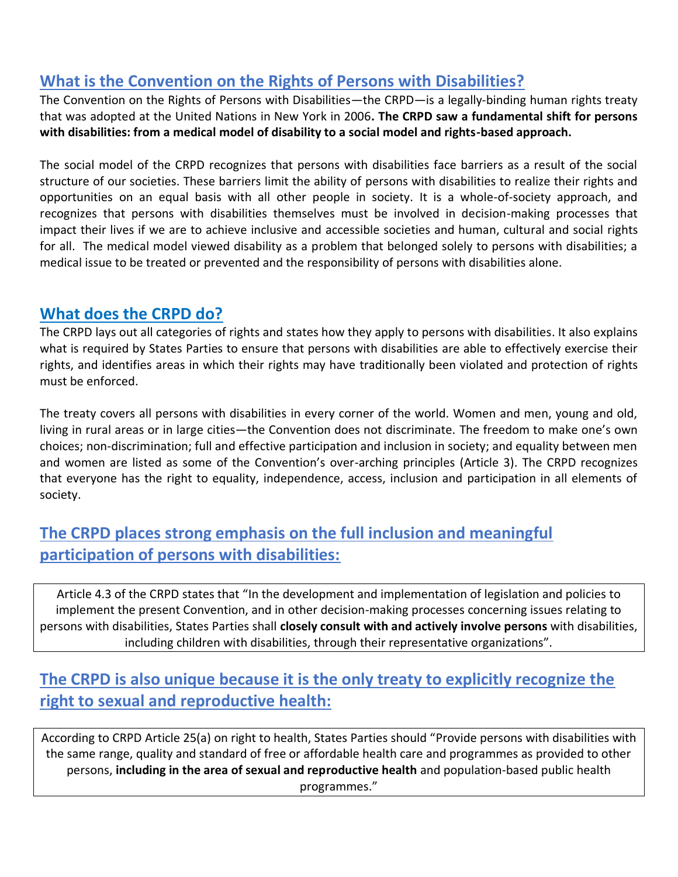## What is the Convention on the Rights of Persons with Disabilities?

The Convention on the Rights of Persons with Disabilities—the CRPD—is a legally-binding human rights treaty that was adopted at the United Nations in New York in 2006**. The CRPD saw a fundamental shift for persons with disabilities: from a medical model of disability to a social model and rights-based approach.**

The social model of the CRPD recognizes that persons with disabilities face barriers as a result of the social structure of our societies. These barriers limit the ability of persons with disabilities to realize their rights and opportunities on an equal basis with all other people in society. It is a whole-of-society approach, and recognizes that persons with disabilities themselves must be involved in decision-making processes that impact their lives if we are to achieve inclusive and accessible societies and human, cultural and social rights for all. The medical model viewed disability as a problem that belonged solely to persons with disabilities; a medical issue to be treated or prevented and the responsibility of persons with disabilities alone.

## What does the CRPD do?

The CRPD lays out all categories of rights and states how they apply to persons with disabilities. It also explains what is required by States Parties to ensure that persons with disabilities are able to effectively exercise their rights, and identifies areas in which their rights may have traditionally been violated and protection of rights must be enforced.

The treaty covers all persons with disabilities in every corner of the world. Women and men, young and old, living in rural areas or in large cities—the Convention does not discriminate. The freedom to make one's own choices; non-discrimination; full and effective participation and inclusion in society; and equality between men and women are listed as some of the Convention's over-arching principles (Article 3). The CRPD recognizes that everyone has the right to equality, independence, access, inclusion and participation in all elements of society.

## The CRPD places strong emphasis on the full inclusion and meaningful participation of persons with disabilities:

Article 4.3 of the CRPD states that "In the development and implementation of legislation and policies to implement the present Convention, and in other decision-making processes concerning issues relating to persons with disabilities, States Parties shall **closely consult with and actively involve persons** with disabilities, including children with disabilities, through their representative organizations".

## The CRPD is also unique because it is the only treaty to explicitly recognize the right to sexual and reproductive health:

According to CRPD Article 25(a) on right to health, States Parties should "Provide persons with disabilities with the same range, quality and standard of free or affordable health care and programmes as provided to other persons, **including in the area of sexual and reproductive health** and population-based public health programmes."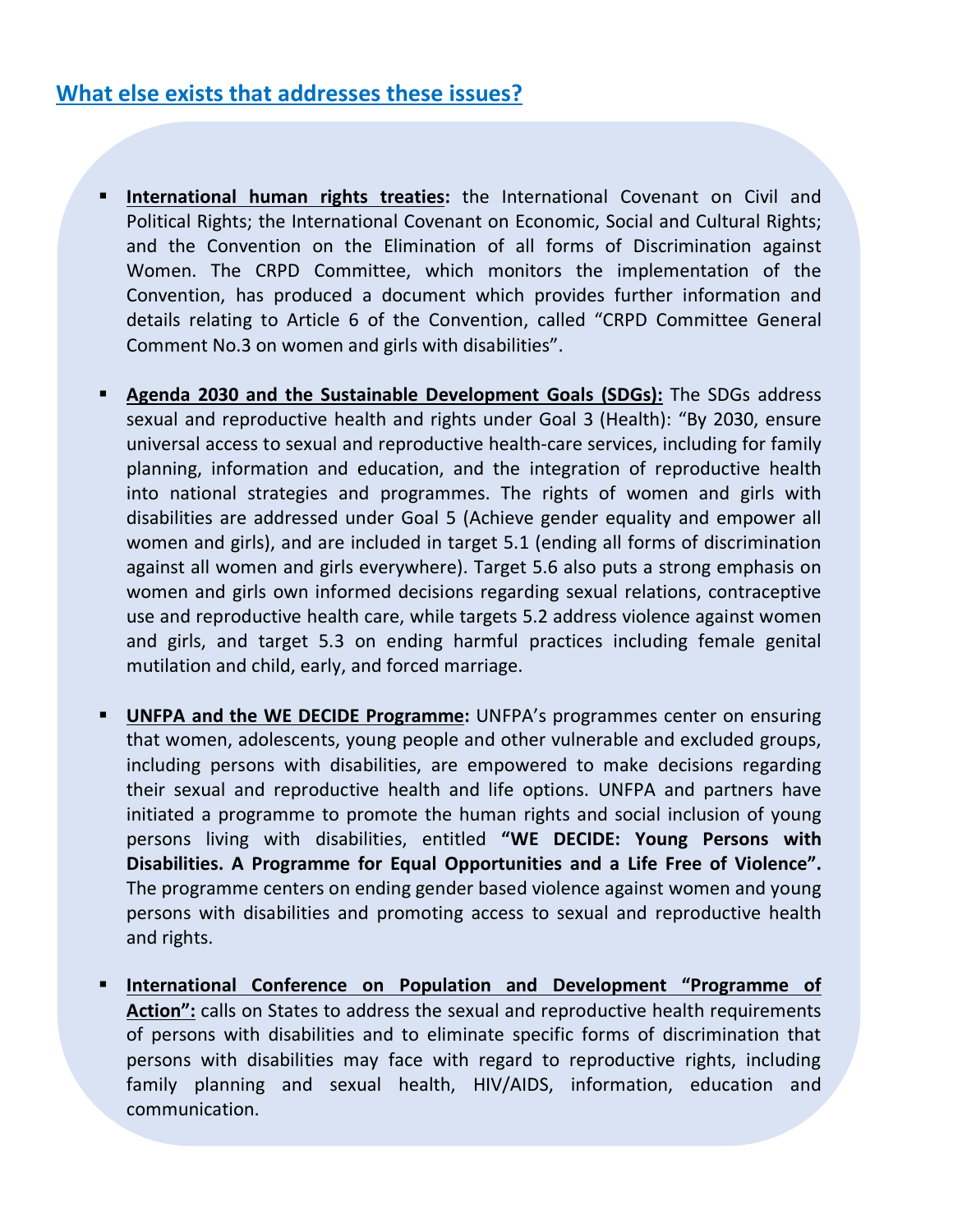## What else exists that addresses these issues?

- **International human rights treaties:** the International Covenant on Civil and Political Rights; the International Covenant on Economic, Social and Cultural Rights; and the Convention on the Elimination of all forms of Discrimination against Women. The CRPD Committee, which monitors the implementation of the Convention, has produced a document which provides further information and details relating to Article 6 of the Convention, called "CRPD Committee General Comment No.3 on women and girls with disabilities".

- **Agenda 2030 and the Sustainable Development Goals (SDGs):** The SDGs address sexual and reproductive health and rights under Goal 3 (Health): "By 2030, ensure universal access to sexual and reproductive health-care services, including for family planning, information and education, and the integration of reproductive health into national strategies and programmes. The rights of women and girls with disabilities are addressed under Goal 5 (Achieve gender equality and empower all women and girls), and are included in target 5.1 (ending all forms of discrimination against all women and girls everywhere). Target 5.6 also puts a strong emphasis on women and girls own informed decisions regarding sexual relations, contraceptive use and reproductive health care, while targets 5.2 address violence against women and girls, and target 5.3 on ending harmful practices including female genital mutilation and child, early, and forced marriage.

- **UNFPA and the WE DECIDE Programme:** UNFPA's programmes center on ensuring that women, adolescents, young people and other vulnerable and excluded groups, including persons with disabilities, are empowered to make decisions regarding their sexual and reproductive health and life options. UNFPA and partners have initiated a programme to promote the human rights and social inclusion of young persons living with disabilities, entitled **"WE DECIDE: Young Persons with Disabilities. A Programme for Equal Opportunities and a Life Free of Violence".** The programme centers on ending gender based violence against women and young persons with disabilities and promoting access to sexual and reproductive health and rights.

- **International Conference on Population and Development "Programme of Action":** calls on States to address the sexual and reproductive health requirements of persons with disabilities and to eliminate specific forms of discrimination that persons with disabilities may face with regard to reproductive rights, including family planning and sexual health, HIV/AIDS, information, education and communication.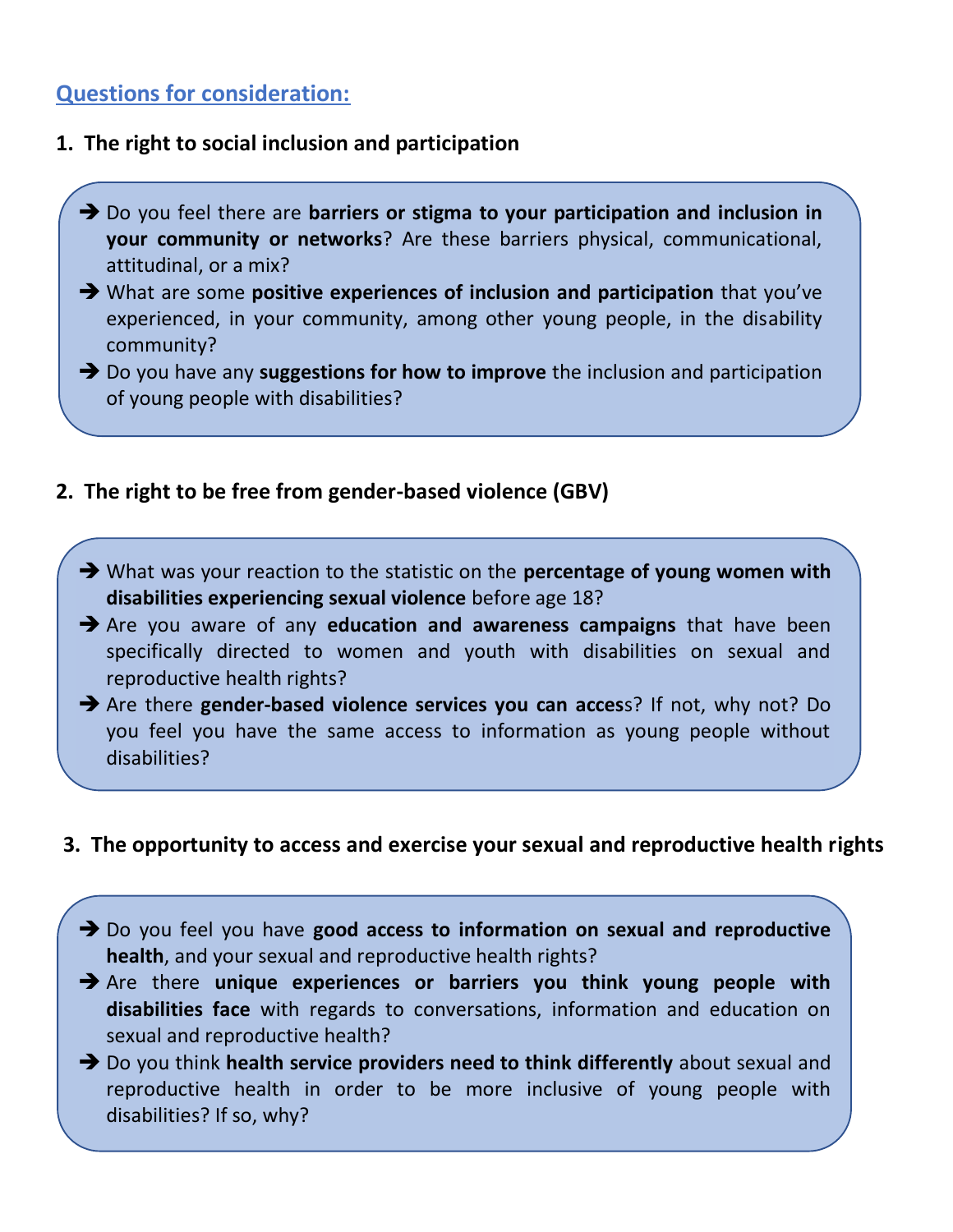## Questions for consideration:

### 1. The right to social inclusion and participation

- Do you feel there are **barriers or stigma to your participation and inclusion in your community or networks**? Are these barriers physical, communicational, attitudinal, or a mix?
- What are some **positive experiences of inclusion and participation** that you've experienced, in your community, among other young people, in the disability community?
- Do you have any **suggestions for how to improve** the inclusion and participation of young people with disabilities?

### 2. The right to be free from gender-based violence (GBV)

- What was your reaction to the statistic on the **percentage of young women with disabilities experiencing sexual violence** before age 18?
- Are you aware of any **education and awareness campaigns** that have been specifically directed to women and youth with disabilities on sexual and reproductive health rights?
- Are there **gender-based violence services you can access**? If not, why not? Do you feel you have the same access to information as young people without disabilities?

### 3. The opportunity to access and exercise your sexual and reproductive health rights

- Do you feel you have **good access to information on sexual and reproductive health**, and your sexual and reproductive health rights?
- Are there **unique experiences or barriers you think young people with disabilities face** with regards to conversations, information and education on sexual and reproductive health?
- Do you think **health service providers need to think differently** about sexual and reproductive health in order to be more inclusive of young people with disabilities? If so, why?